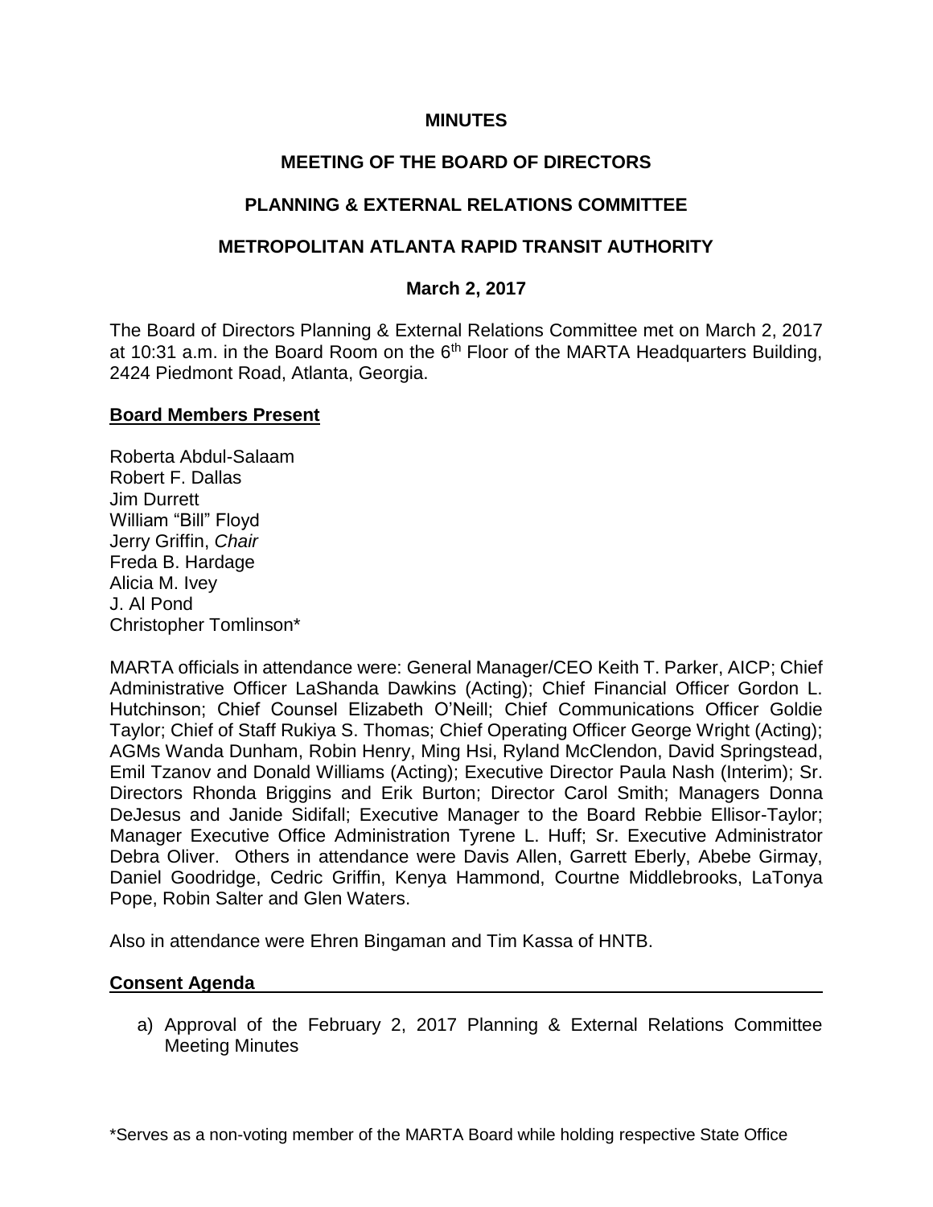**MINUTES**

**MEETING OF THE BOARD OF DIRECTORS**

**PLANNING & EXTERNAL RELATIONS COMMITTEE**

**METROPOLITAN ATLANTA RAPID TRANSIT AUTHORITY**

**March 2, 2017**

The Board of Directors Planning & External Relations Committee met on March 2, 2017 at 10:31 a.m. in the Board Room on the 6th Floor of the MARTA Headquarters Building, 2424 Piedmont Road, Atlanta, Georgia.

**Board Members Present**

Roberta Abdul-Salaam
Robert F. Dallas
Jim Durrett
William "Bill" Floyd
Jerry Griffin, *Chair*
Freda B. Hardage
Alicia M. Ivey
J. Al Pond
Christopher Tomlinson*

MARTA officials in attendance were: General Manager/CEO Keith T. Parker, AICP; Chief Administrative Officer LaShanda Dawkins (Acting); Chief Financial Officer Gordon L. Hutchinson; Chief Counsel Elizabeth O'Neill; Chief Communications Officer Goldie Taylor; Chief of Staff Rukiya S. Thomas; Chief Operating Officer George Wright (Acting); AGMs Wanda Dunham, Robin Henry, Ming Hsi, Ryland McClendon, David Springstead, Emil Tzanov and Donald Williams (Acting); Executive Director Paula Nash (Interim); Sr. Directors Rhonda Briggins and Erik Burton; Director Carol Smith; Managers Donna DeJesus and Janide Sidifall; Executive Manager to the Board Rebbie Ellisor-Taylor; Manager Executive Office Administration Tyrene L. Huff; Sr. Executive Administrator Debra Oliver. Others in attendance were Davis Allen, Garrett Eberly, Abebe Girmay, Daniel Goodridge, Cedric Griffin, Kenya Hammond, Courtne Middlebrooks, LaTonya Pope, Robin Salter and Glen Waters.

Also in attendance were Ehren Bingaman and Tim Kassa of HNTB.

**Consent Agenda**

a) Approval of the February 2, 2017 Planning & External Relations Committee Meeting Minutes

*Serves as a non-voting member of the MARTA Board while holding respective State Office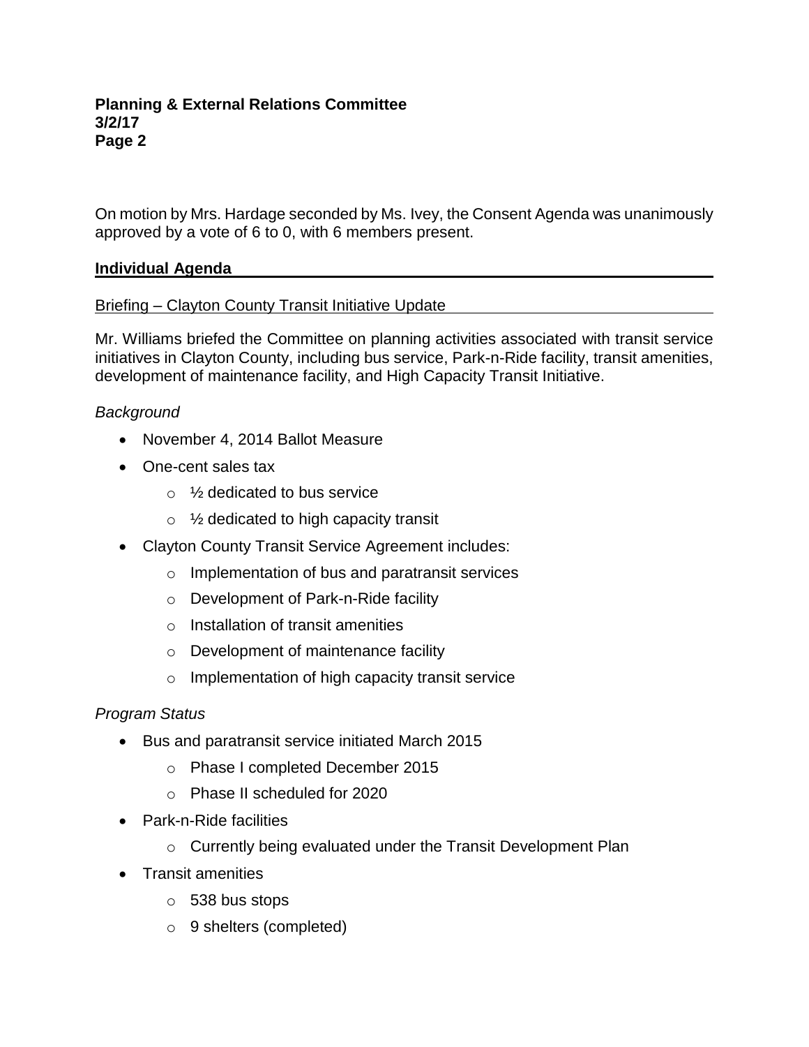On motion by Mrs. Hardage seconded by Ms. Ivey, the Consent Agenda was unanimously approved by a vote of 6 to 0, with 6 members present.

## Individual Agenda

### Briefing – Clayton County Transit Initiative Update

Mr. Williams briefed the Committee on planning activities associated with transit service initiatives in Clayton County, including bus service, Park-n-Ride facility, transit amenities, development of maintenance facility, and High Capacity Transit Initiative.

*Background*

- November 4, 2014 Ballot Measure
- One-cent sales tax
  - ½ dedicated to bus service
  - ½ dedicated to high capacity transit
- Clayton County Transit Service Agreement includes:
  - Implementation of bus and paratransit services
  - Development of Park-n-Ride facility
  - Installation of transit amenities
  - Development of maintenance facility
  - Implementation of high capacity transit service

*Program Status*

- Bus and paratransit service initiated March 2015
  - Phase I completed December 2015
  - Phase II scheduled for 2020
- Park-n-Ride facilities
  - Currently being evaluated under the Transit Development Plan
- Transit amenities
  - 538 bus stops
  - 9 shelters (completed)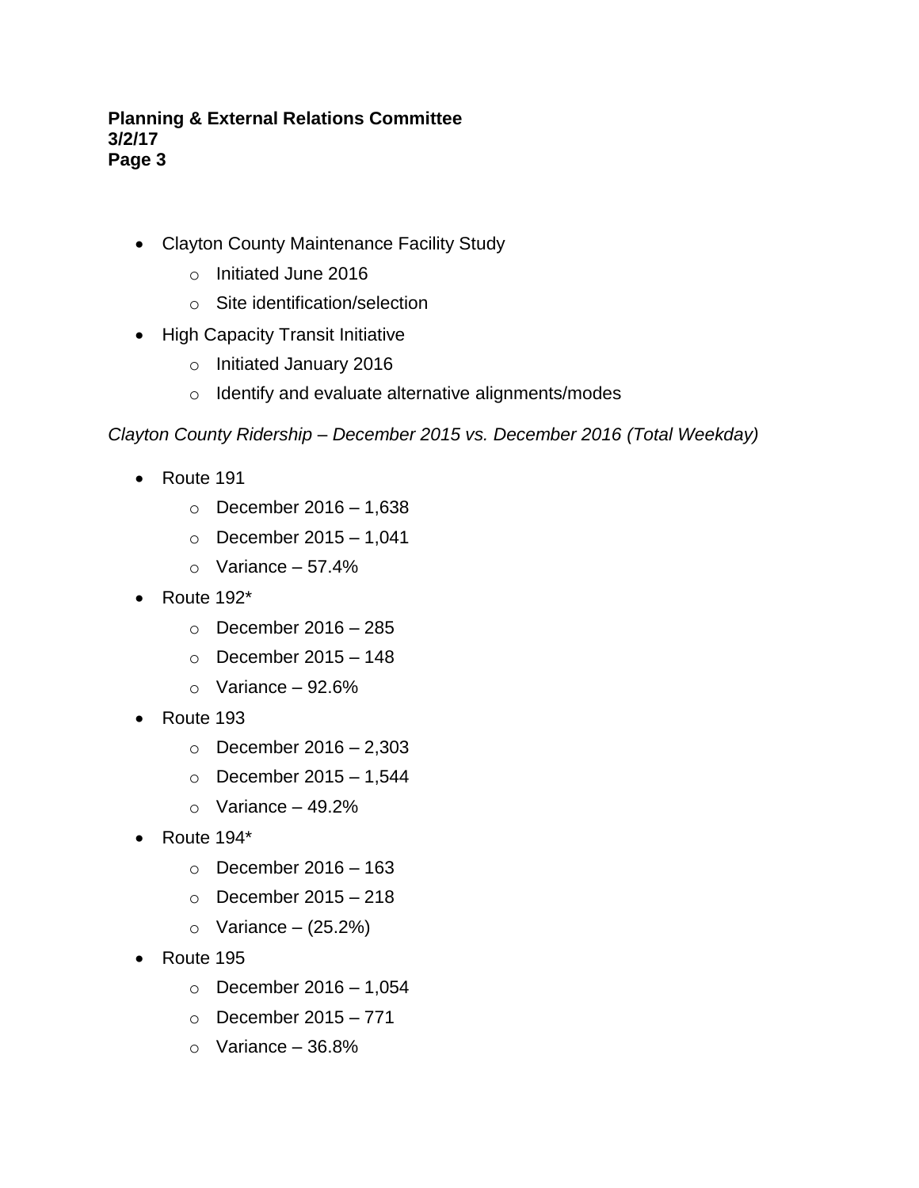- Clayton County Maintenance Facility Study
    - Initiated June 2016
    - Site identification/selection
- High Capacity Transit Initiative
    - Initiated January 2016
    - Identify and evaluate alternative alignments/modes

*Clayton County Ridership – December 2015 vs. December 2016 (Total Weekday)*

- Route 191
    - December 2016 – 1,638
    - December 2015 – 1,041
    - Variance – 57.4%
- Route 192*
    - December 2016 – 285
    - December 2015 – 148
    - Variance – 92.6%
- Route 193
    - December 2016 – 2,303
    - December 2015 – 1,544
    - Variance – 49.2%
- Route 194*
    - December 2016 – 163
    - December 2015 – 218
    - Variance – (25.2%)
- Route 195
    - December 2016 – 1,054
    - December 2015 – 771
    - Variance – 36.8%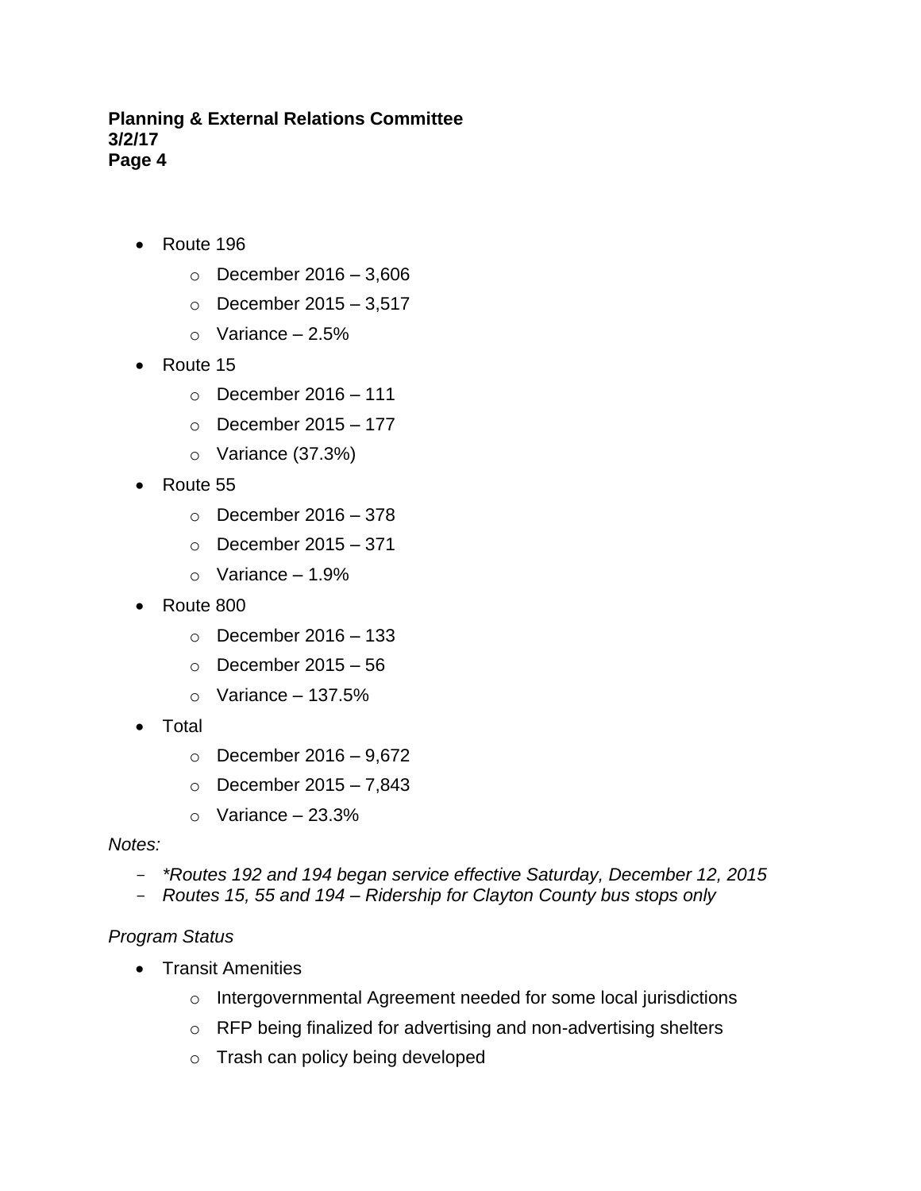- Route 196
  - December 2016 – 3,606
  - December 2015 – 3,517
  - Variance – 2.5%
- Route 15
  - December 2016 – 111
  - December 2015 – 177
  - Variance (37.3%)
- Route 55
  - December 2016 – 378
  - December 2015 – 371
  - Variance – 1.9%
- Route 800
  - December 2016 – 133
  - December 2015 – 56
  - Variance – 137.5%
- Total
  - December 2016 – 9,672
  - December 2015 – 7,843
  - Variance – 23.3%

*Notes:*

- *\*Routes 192 and 194 began service effective Saturday, December 12, 2015*
- *Routes 15, 55 and 194 – Ridership for Clayton County bus stops only*

*Program Status*

- Transit Amenities
  - Intergovernmental Agreement needed for some local jurisdictions
  - RFP being finalized for advertising and non-advertising shelters
  - Trash can policy being developed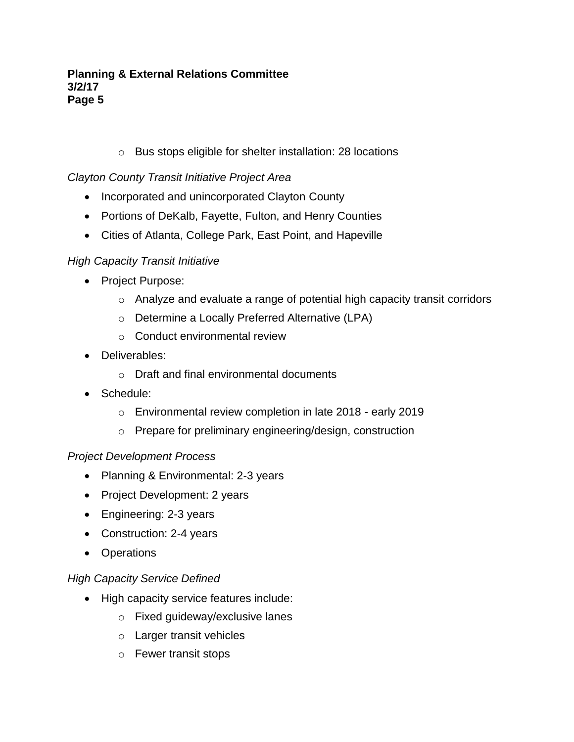- Bus stops eligible for shelter installation: 28 locations

*Clayton County Transit Initiative Project Area*

- Incorporated and unincorporated Clayton County
- Portions of DeKalb, Fayette, Fulton, and Henry Counties
- Cities of Atlanta, College Park, East Point, and Hapeville

*High Capacity Transit Initiative*

- Project Purpose:
  - Analyze and evaluate a range of potential high capacity transit corridors
  - Determine a Locally Preferred Alternative (LPA)
  - Conduct environmental review
- Deliverables:
  - Draft and final environmental documents
- Schedule:
  - Environmental review completion in late 2018 - early 2019
  - Prepare for preliminary engineering/design, construction

*Project Development Process*

- Planning & Environmental: 2-3 years
- Project Development: 2 years
- Engineering: 2-3 years
- Construction: 2-4 years
- Operations

*High Capacity Service Defined*

- High capacity service features include:
  - Fixed guideway/exclusive lanes
  - Larger transit vehicles
  - Fewer transit stops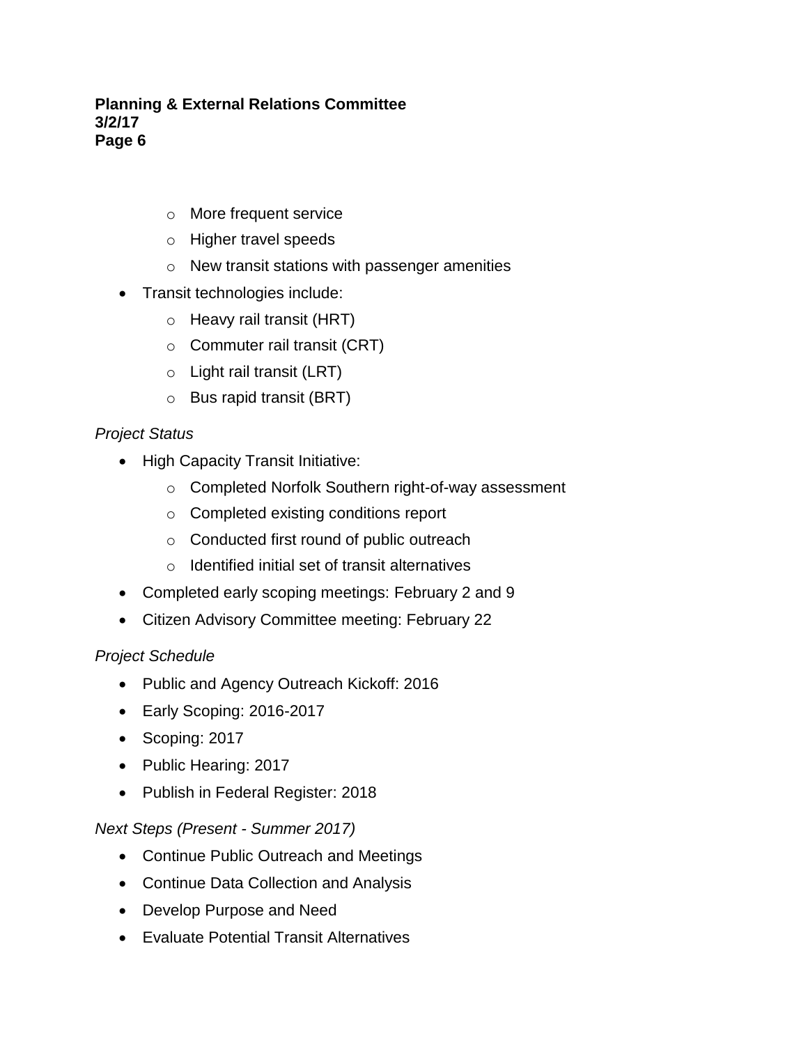- More frequent service
  - Higher travel speeds
  - New transit stations with passenger amenities
- Transit technologies include:
  - Heavy rail transit (HRT)
  - Commuter rail transit (CRT)
  - Light rail transit (LRT)
  - Bus rapid transit (BRT)

*Project Status*

- High Capacity Transit Initiative:
  - Completed Norfolk Southern right-of-way assessment
  - Completed existing conditions report
  - Conducted first round of public outreach
  - Identified initial set of transit alternatives
- Completed early scoping meetings: February 2 and 9
- Citizen Advisory Committee meeting: February 22

*Project Schedule*

- Public and Agency Outreach Kickoff: 2016
- Early Scoping: 2016-2017
- Scoping: 2017
- Public Hearing: 2017
- Publish in Federal Register: 2018

*Next Steps (Present - Summer 2017)*

- Continue Public Outreach and Meetings
- Continue Data Collection and Analysis
- Develop Purpose and Need
- Evaluate Potential Transit Alternatives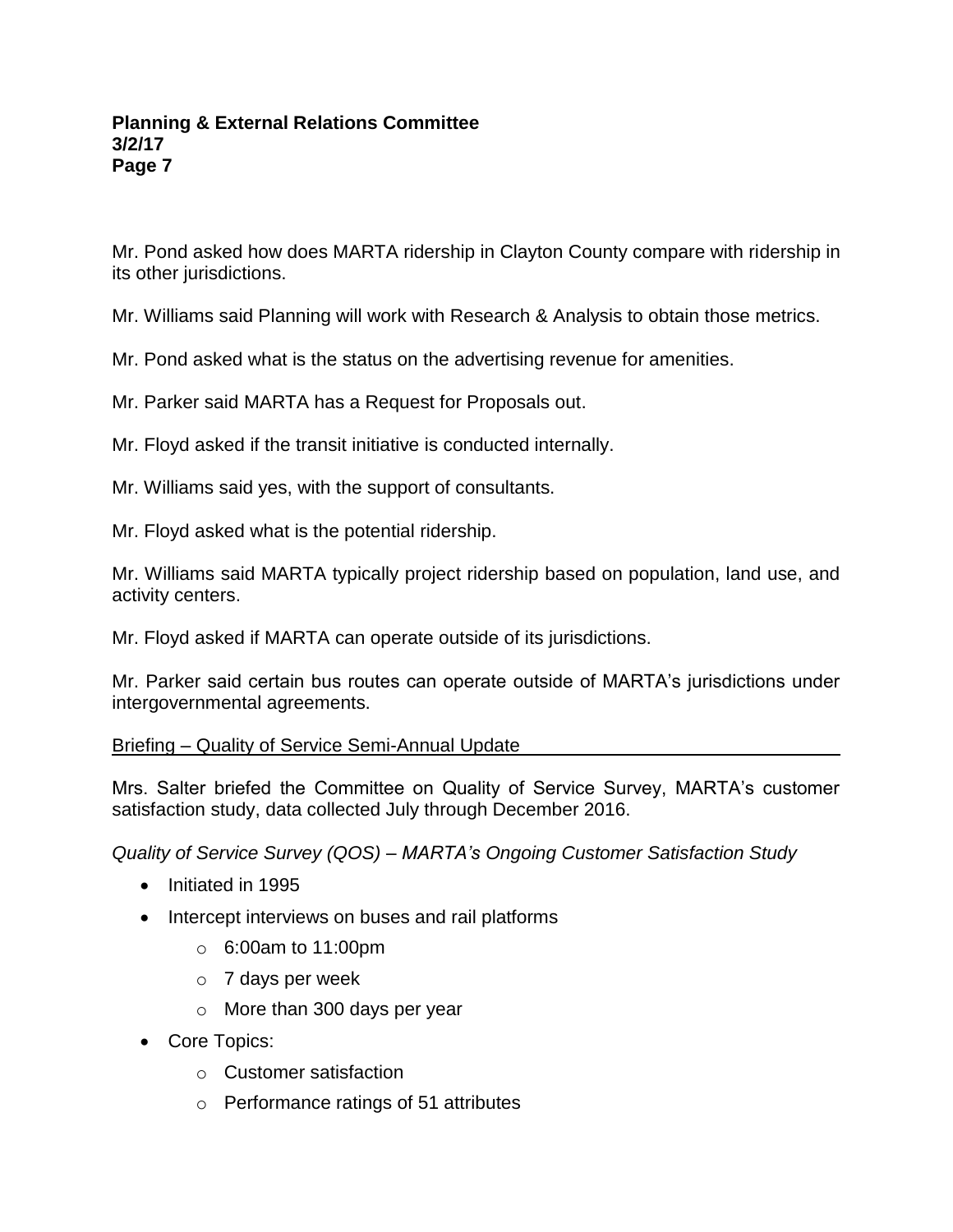Mr. Pond asked how does MARTA ridership in Clayton County compare with ridership in its other jurisdictions.

Mr. Williams said Planning will work with Research & Analysis to obtain those metrics.

Mr. Pond asked what is the status on the advertising revenue for amenities.

Mr. Parker said MARTA has a Request for Proposals out.

Mr. Floyd asked if the transit initiative is conducted internally.

Mr. Williams said yes, with the support of consultants.

Mr. Floyd asked what is the potential ridership.

Mr. Williams said MARTA typically project ridership based on population, land use, and activity centers.

Mr. Floyd asked if MARTA can operate outside of its jurisdictions.

Mr. Parker said certain bus routes can operate outside of MARTA's jurisdictions under intergovernmental agreements.

## Briefing – Quality of Service Semi-Annual Update

Mrs. Salter briefed the Committee on Quality of Service Survey, MARTA's customer satisfaction study, data collected July through December 2016.

*Quality of Service Survey (QOS) – MARTA's Ongoing Customer Satisfaction Study*

- Initiated in 1995
- Intercept interviews on buses and rail platforms
  - 6:00am to 11:00pm
  - 7 days per week
  - More than 300 days per year
- Core Topics:
  - Customer satisfaction
  - Performance ratings of 51 attributes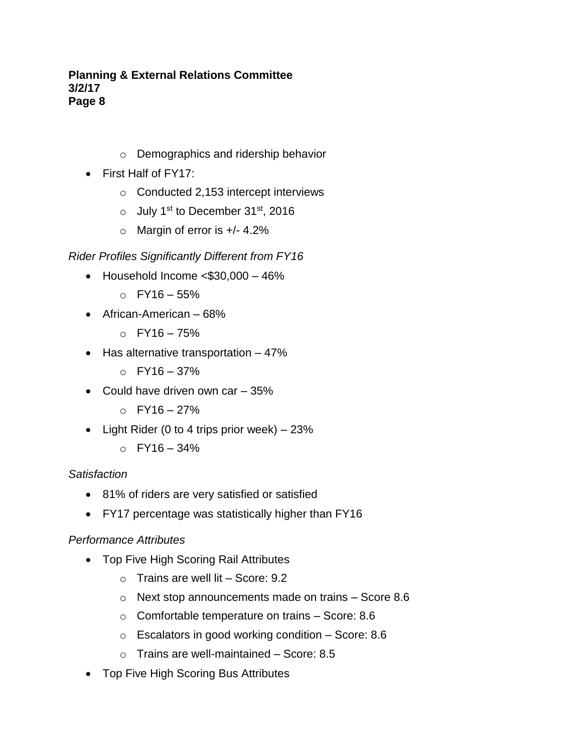- Demographics and ridership behavior

- First Half of FY17:
  - Conducted 2,153 intercept interviews
  - July 1st to December 31st, 2016
  - Margin of error is +/- 4.2%

*Rider Profiles Significantly Different from FY16*

- Household Income <$30,000 – 46%
  - FY16 – 55%
- African-American – 68%
  - FY16 – 75%
- Has alternative transportation – 47%
  - FY16 – 37%
- Could have driven own car – 35%
  - FY16 – 27%
- Light Rider (0 to 4 trips prior week) – 23%
  - FY16 – 34%

*Satisfaction*

- 81% of riders are very satisfied or satisfied
- FY17 percentage was statistically higher than FY16

*Performance Attributes*

- Top Five High Scoring Rail Attributes
  - Trains are well lit – Score: 9.2
  - Next stop announcements made on trains – Score 8.6
  - Comfortable temperature on trains – Score: 8.6
  - Escalators in good working condition – Score: 8.6
  - Trains are well-maintained – Score: 8.5
- Top Five High Scoring Bus Attributes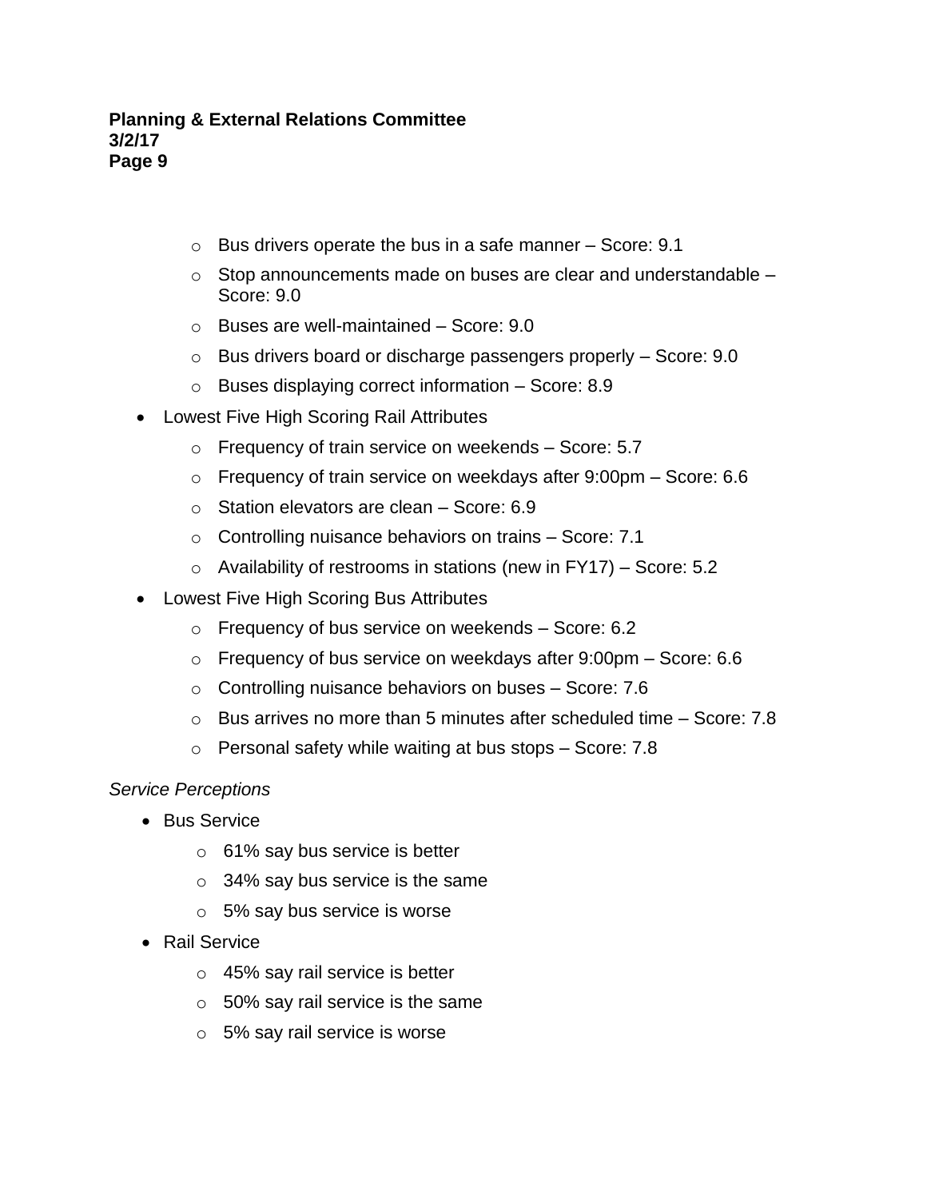- Bus drivers operate the bus in a safe manner – Score: 9.1
    - Stop announcements made on buses are clear and understandable – Score: 9.0
    - Buses are well-maintained – Score: 9.0
    - Bus drivers board or discharge passengers properly – Score: 9.0
    - Buses displaying correct information – Score: 8.9
- Lowest Five High Scoring Rail Attributes
    - Frequency of train service on weekends – Score: 5.7
    - Frequency of train service on weekdays after 9:00pm – Score: 6.6
    - Station elevators are clean – Score: 6.9
    - Controlling nuisance behaviors on trains – Score: 7.1
    - Availability of restrooms in stations (new in FY17) – Score: 5.2
- Lowest Five High Scoring Bus Attributes
    - Frequency of bus service on weekends – Score: 6.2
    - Frequency of bus service on weekdays after 9:00pm – Score: 6.6
    - Controlling nuisance behaviors on buses – Score: 7.6
    - Bus arrives no more than 5 minutes after scheduled time – Score: 7.8
    - Personal safety while waiting at bus stops – Score: 7.8

*Service Perceptions*

- Bus Service
    - 61% say bus service is better
    - 34% say bus service is the same
    - 5% say bus service is worse
- Rail Service
    - 45% say rail service is better
    - 50% say rail service is the same
    - 5% say rail service is worse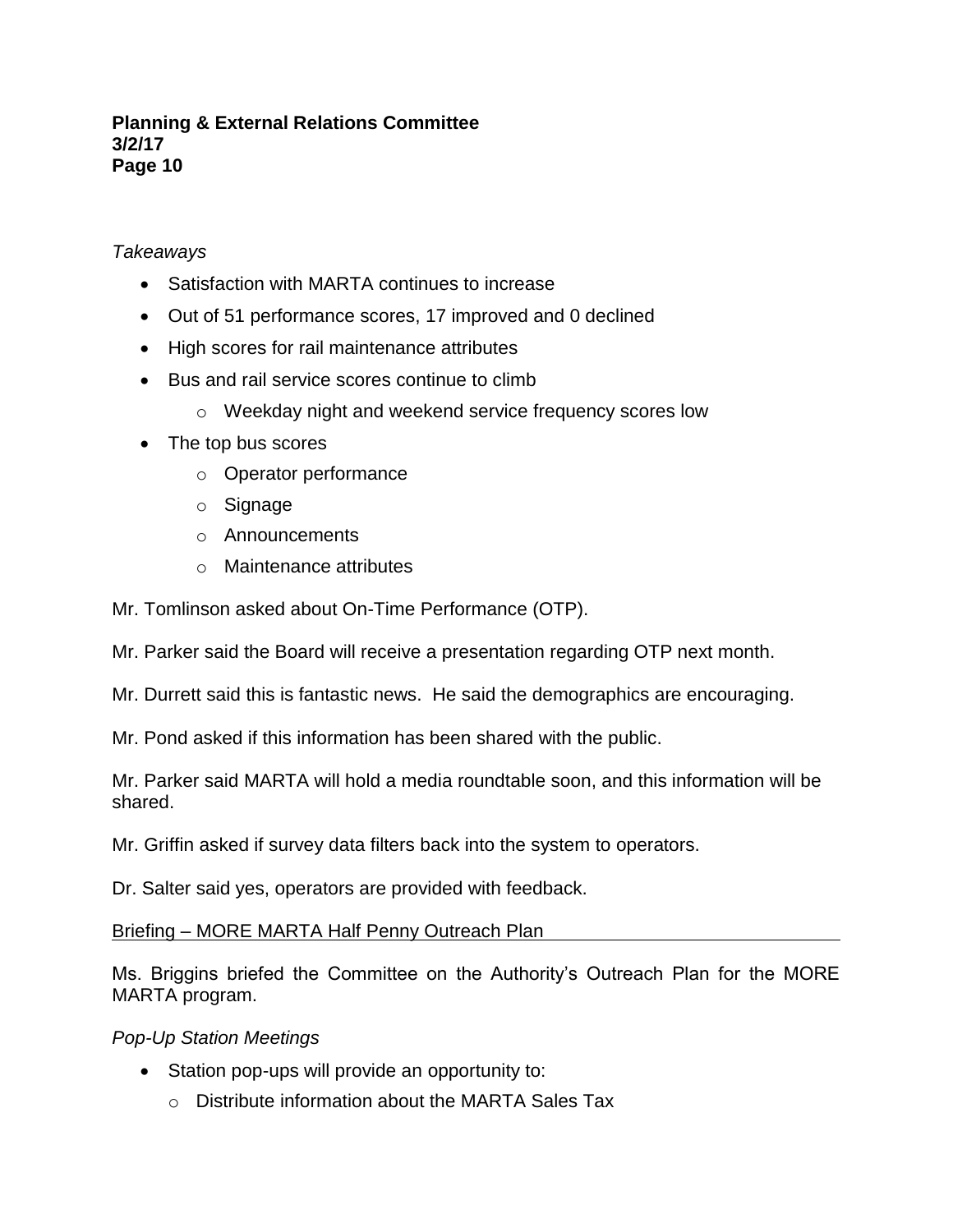*Takeaways*

- Satisfaction with MARTA continues to increase
- Out of 51 performance scores, 17 improved and 0 declined
- High scores for rail maintenance attributes
- Bus and rail service scores continue to climb
  - Weekday night and weekend service frequency scores low
- The top bus scores
  - Operator performance
  - Signage
  - Announcements
  - Maintenance attributes

Mr. Tomlinson asked about On-Time Performance (OTP).

Mr. Parker said the Board will receive a presentation regarding OTP next month.

Mr. Durrett said this is fantastic news. He said the demographics are encouraging.

Mr. Pond asked if this information has been shared with the public.

Mr. Parker said MARTA will hold a media roundtable soon, and this information will be shared.

Mr. Griffin asked if survey data filters back into the system to operators.

Dr. Salter said yes, operators are provided with feedback.

Briefing – MORE MARTA Half Penny Outreach Plan

Ms. Briggins briefed the Committee on the Authority's Outreach Plan for the MORE MARTA program.

*Pop-Up Station Meetings*

- Station pop-ups will provide an opportunity to:
  - Distribute information about the MARTA Sales Tax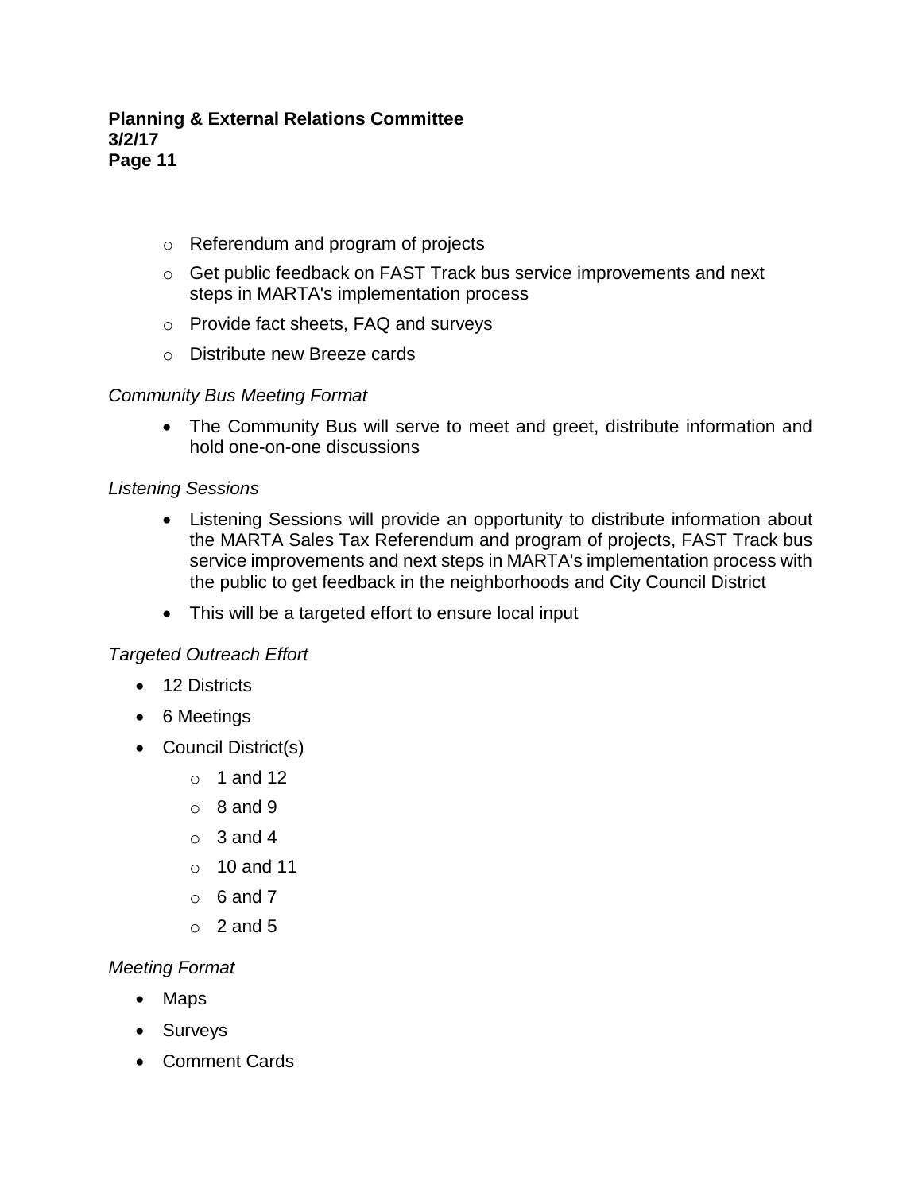- Referendum and program of projects
  - Get public feedback on FAST Track bus service improvements and next steps in MARTA's implementation process
  - Provide fact sheets, FAQ and surveys
  - Distribute new Breeze cards

*Community Bus Meeting Format*

- The Community Bus will serve to meet and greet, distribute information and hold one-on-one discussions

*Listening Sessions*

- Listening Sessions will provide an opportunity to distribute information about the MARTA Sales Tax Referendum and program of projects, FAST Track bus service improvements and next steps in MARTA's implementation process with the public to get feedback in the neighborhoods and City Council District
- This will be a targeted effort to ensure local input

*Targeted Outreach Effort*

- 12 Districts
- 6 Meetings
- Council District(s)
  - 1 and 12
  - 8 and 9
  - 3 and 4
  - 10 and 11
  - 6 and 7
  - 2 and 5

*Meeting Format*

- Maps
- Surveys
- Comment Cards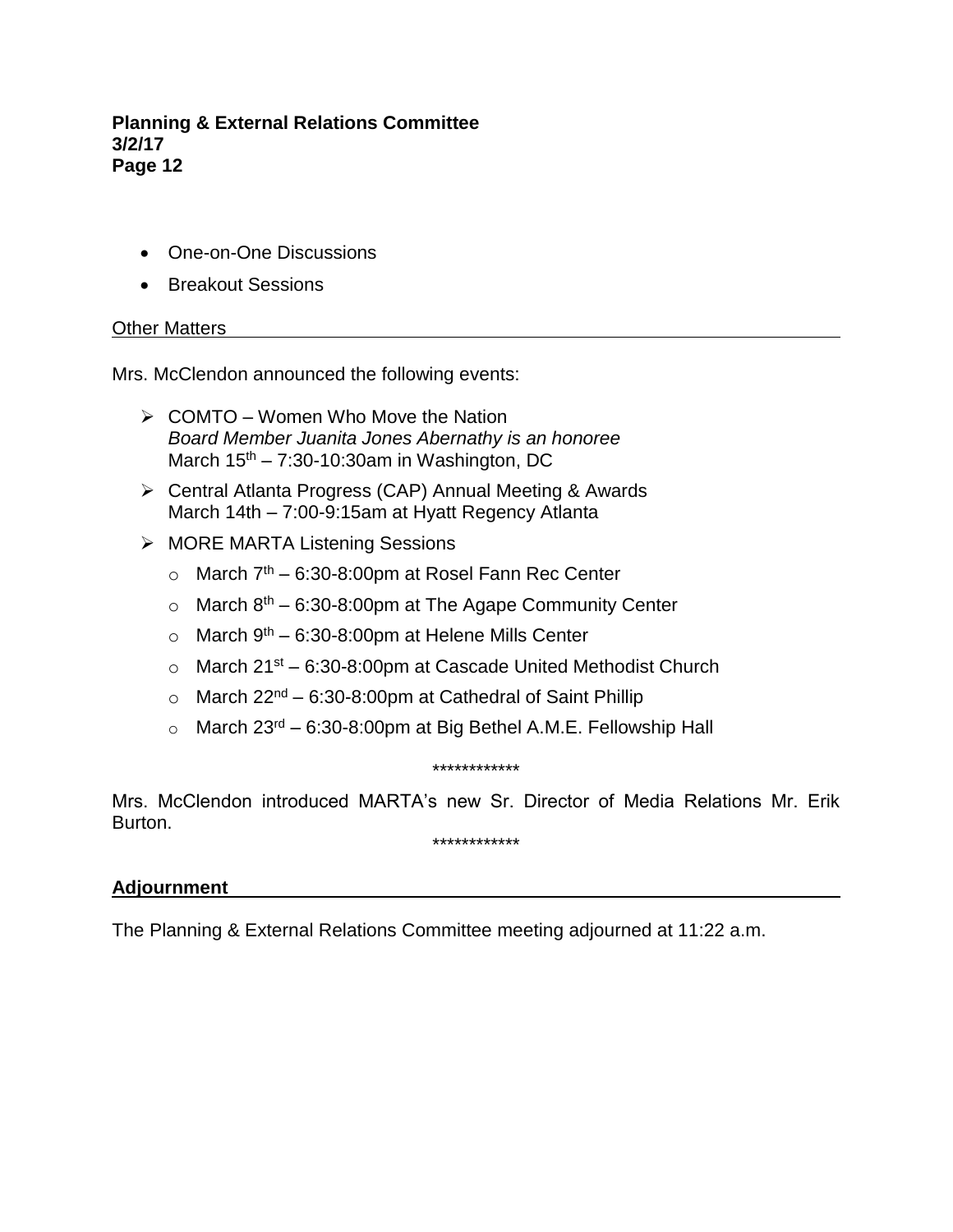- One-on-One Discussions
- Breakout Sessions

Other Matters

Mrs. McClendon announced the following events:

- COMTO – Women Who Move the Nation
  *Board Member Juanita Jones Abernathy is an honoree*
  March 15th – 7:30-10:30am in Washington, DC
- Central Atlanta Progress (CAP) Annual Meeting & Awards
  March 14th – 7:00-9:15am at Hyatt Regency Atlanta
- MORE MARTA Listening Sessions
  - March 7th – 6:30-8:00pm at Rosel Fann Rec Center
  - March 8th – 6:30-8:00pm at The Agape Community Center
  - March 9th – 6:30-8:00pm at Helene Mills Center
  - March 21st – 6:30-8:00pm at Cascade United Methodist Church
  - March 22nd – 6:30-8:00pm at Cathedral of Saint Phillip
  - March 23rd – 6:30-8:00pm at Big Bethel A.M.E. Fellowship Hall

************

Mrs. McClendon introduced MARTA's new Sr. Director of Media Relations Mr. Erik Burton.

************

**Adjournment**

The Planning & External Relations Committee meeting adjourned at 11:22 a.m.